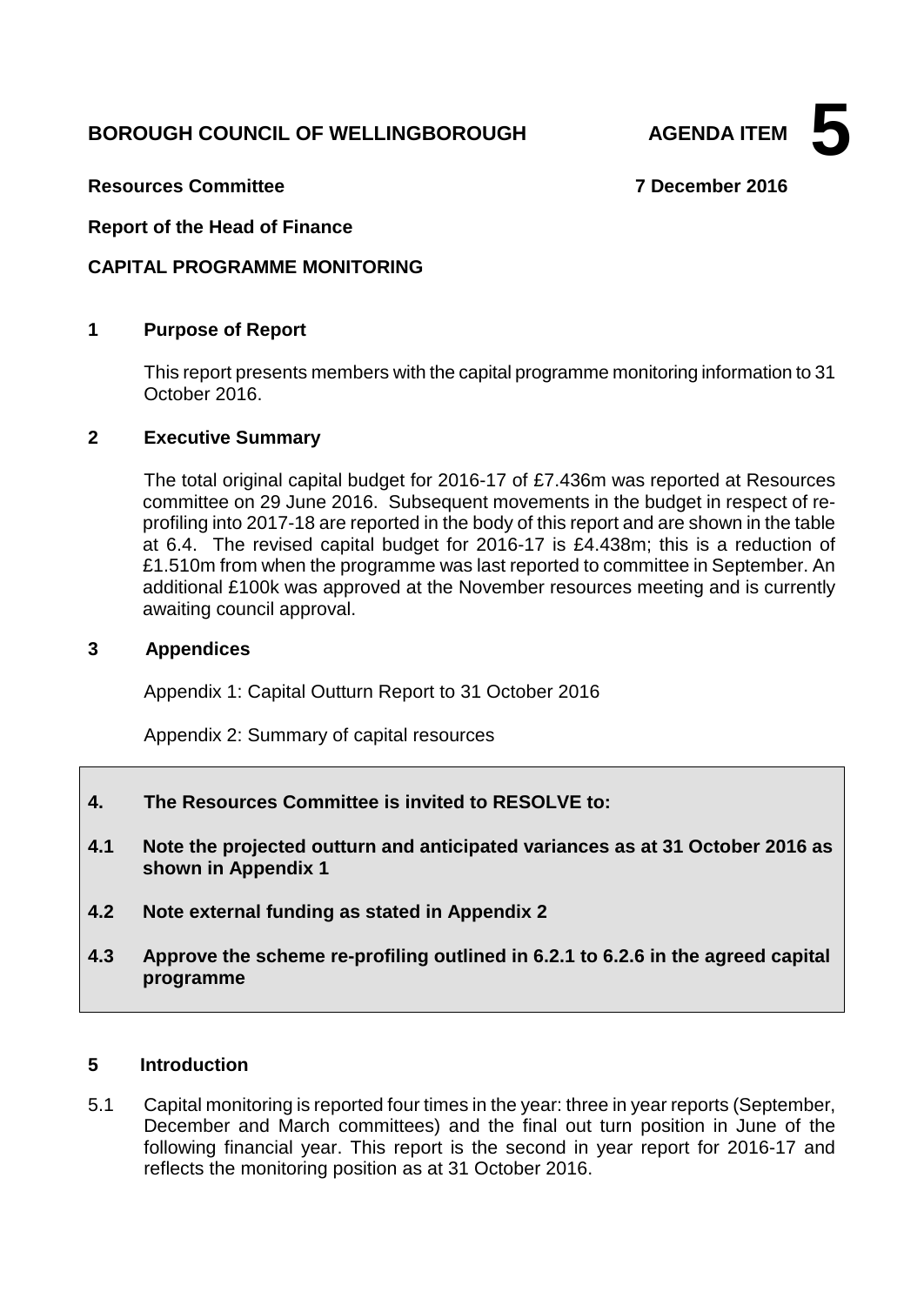**BOROUGH COUNCIL OF WELLINGBOROUGH** **AGENDA ITEM 5**

**Resources Committee** **7 December 2016**

**Report of the Head of Finance**

**CAPITAL PROGRAMME MONITORING**

## 1 Purpose of Report

This report presents members with the capital programme monitoring information to 31 October 2016.

## 2 Executive Summary

The total original capital budget for 2016-17 of £7.436m was reported at Resources committee on 29 June 2016. Subsequent movements in the budget in respect of re-profiling into 2017-18 are reported in the body of this report and are shown in the table at 6.4. The revised capital budget for 2016-17 is £4.438m; this is a reduction of £1.510m from when the programme was last reported to committee in September. An additional £100k was approved at the November resources meeting and is currently awaiting council approval.

## 3 Appendices

Appendix 1: Capital Outturn Report to 31 October 2016

Appendix 2: Summary of capital resources

**4. The Resources Committee is invited to RESOLVE to:**

**4.1 Note the projected outturn and anticipated variances as at 31 October 2016 as shown in Appendix 1**

**4.2 Note external funding as stated in Appendix 2**

**4.3 Approve the scheme re-profiling outlined in 6.2.1 to 6.2.6 in the agreed capital programme**

## 5 Introduction

5.1 Capital monitoring is reported four times in the year: three in year reports (September, December and March committees) and the final out turn position in June of the following financial year. This report is the second in year report for 2016-17 and reflects the monitoring position as at 31 October 2016.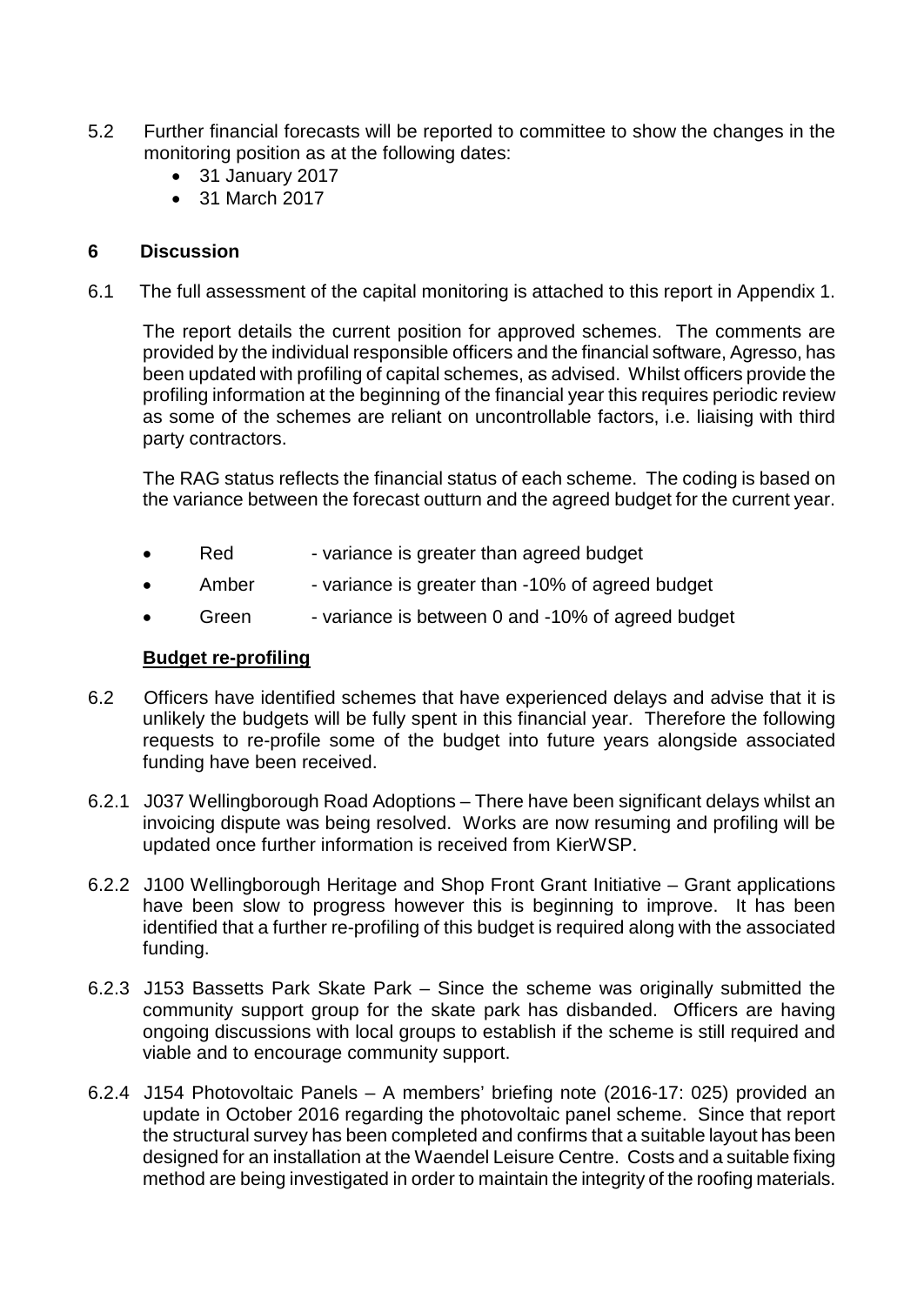5.2 Further financial forecasts will be reported to committee to show the changes in the monitoring position as at the following dates:

- 31 January 2017
- 31 March 2017

## 6 Discussion

6.1 The full assessment of the capital monitoring is attached to this report in Appendix 1.

The report details the current position for approved schemes. The comments are provided by the individual responsible officers and the financial software, Agresso, has been updated with profiling of capital schemes, as advised. Whilst officers provide the profiling information at the beginning of the financial year this requires periodic review as some of the schemes are reliant on uncontrollable factors, i.e. liaising with third party contractors.

The RAG status reflects the financial status of each scheme. The coding is based on the variance between the forecast outturn and the agreed budget for the current year.

- Red - variance is greater than agreed budget
- Amber - variance is greater than -10% of agreed budget
- Green - variance is between 0 and -10% of agreed budget

**Budget re-profiling**

6.2 Officers have identified schemes that have experienced delays and advise that it is unlikely the budgets will be fully spent in this financial year. Therefore the following requests to re-profile some of the budget into future years alongside associated funding have been received.

6.2.1 J037 Wellingborough Road Adoptions – There have been significant delays whilst an invoicing dispute was being resolved. Works are now resuming and profiling will be updated once further information is received from KierWSP.

6.2.2 J100 Wellingborough Heritage and Shop Front Grant Initiative – Grant applications have been slow to progress however this is beginning to improve. It has been identified that a further re-profiling of this budget is required along with the associated funding.

6.2.3 J153 Bassetts Park Skate Park – Since the scheme was originally submitted the community support group for the skate park has disbanded. Officers are having ongoing discussions with local groups to establish if the scheme is still required and viable and to encourage community support.

6.2.4 J154 Photovoltaic Panels – A members' briefing note (2016-17: 025) provided an update in October 2016 regarding the photovoltaic panel scheme. Since that report the structural survey has been completed and confirms that a suitable layout has been designed for an installation at the Waendel Leisure Centre. Costs and a suitable fixing method are being investigated in order to maintain the integrity of the roofing materials.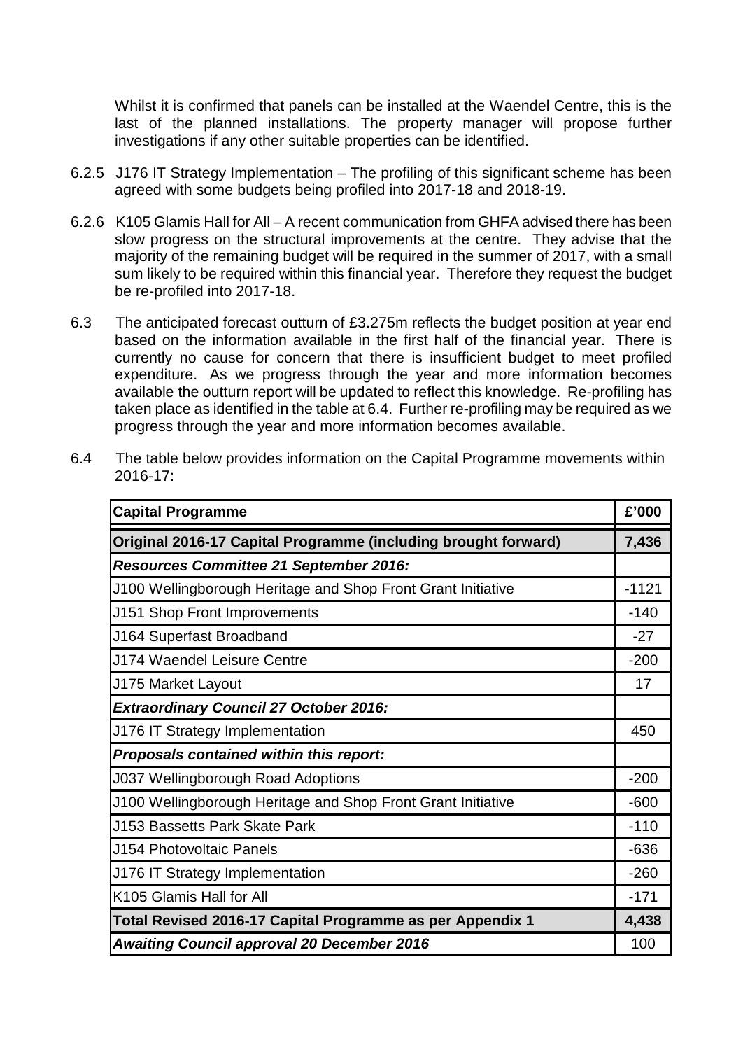Whilst it is confirmed that panels can be installed at the Waendel Centre, this is the last of the planned installations. The property manager will propose further investigations if any other suitable properties can be identified.

6.2.5 J176 IT Strategy Implementation – The profiling of this significant scheme has been agreed with some budgets being profiled into 2017-18 and 2018-19.

6.2.6 K105 Glamis Hall for All – A recent communication from GHFA advised there has been slow progress on the structural improvements at the centre. They advise that the majority of the remaining budget will be required in the summer of 2017, with a small sum likely to be required within this financial year. Therefore they request the budget be re-profiled into 2017-18.

6.3 The anticipated forecast outturn of £3.275m reflects the budget position at year end based on the information available in the first half of the financial year. There is currently no cause for concern that there is insufficient budget to meet profiled expenditure. As we progress through the year and more information becomes available the outturn report will be updated to reflect this knowledge. Re-profiling has taken place as identified in the table at 6.4. Further re-profiling may be required as we progress through the year and more information becomes available.

6.4 The table below provides information on the Capital Programme movements within 2016-17:

| **Capital Programme** | **£'000** |
|---|---|
| **Original 2016-17 Capital Programme (including brought forward)** | **7,436** |
| ***Resources Committee 21 September 2016:*** | |
| J100 Wellingborough Heritage and Shop Front Grant Initiative | -1121 |
| J151 Shop Front Improvements | -140 |
| J164 Superfast Broadband | -27 |
| J174 Waendel Leisure Centre | -200 |
| J175 Market Layout | 17 |
| ***Extraordinary Council 27 October 2016:*** | |
| J176 IT Strategy Implementation | 450 |
| ***Proposals contained within this report:*** | |
| J037 Wellingborough Road Adoptions | -200 |
| J100 Wellingborough Heritage and Shop Front Grant Initiative | -600 |
| J153 Bassetts Park Skate Park | -110 |
| J154 Photovoltaic Panels | -636 |
| J176 IT Strategy Implementation | -260 |
| K105 Glamis Hall for All | -171 |
| **Total Revised 2016-17 Capital Programme as per Appendix 1** | **4,438** |
| ***Awaiting Council approval 20 December 2016*** | 100 |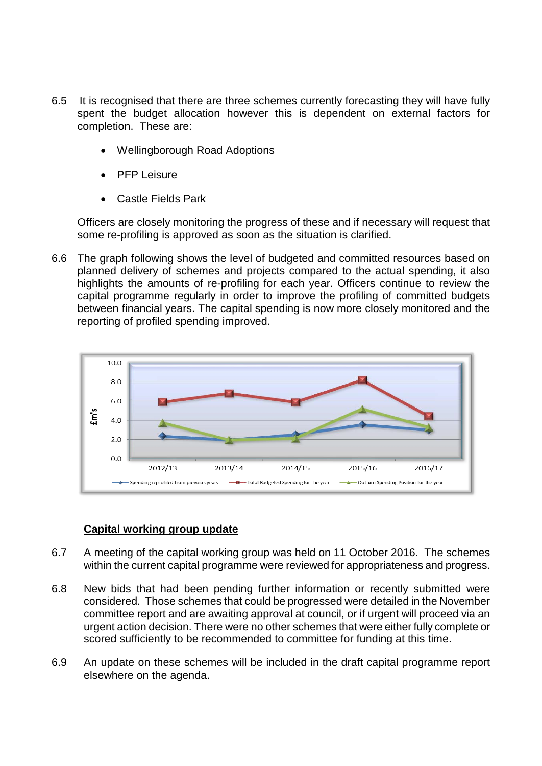6.5 It is recognised that there are three schemes currently forecasting they will have fully spent the budget allocation however this is dependent on external factors for completion. These are:

- Wellingborough Road Adoptions
- PFP Leisure
- Castle Fields Park

Officers are closely monitoring the progress of these and if necessary will request that some re-profiling is approved as soon as the situation is clarified.

6.6 The graph following shows the level of budgeted and committed resources based on planned delivery of schemes and projects compared to the actual spending, it also highlights the amounts of re-profiling for each year. Officers continue to review the capital programme regularly in order to improve the profiling of committed budgets between financial years. The capital spending is now more closely monitored and the reporting of profiled spending improved.

### Capital working group update

6.7 A meeting of the capital working group was held on 11 October 2016. The schemes within the current capital programme were reviewed for appropriateness and progress.

6.8 New bids that had been pending further information or recently submitted were considered. Those schemes that could be progressed were detailed in the November committee report and are awaiting approval at council, or if urgent will proceed via an urgent action decision. There were no other schemes that were either fully complete or scored sufficiently to be recommended to committee for funding at this time.

6.9 An update on these schemes will be included in the draft capital programme report elsewhere on the agenda.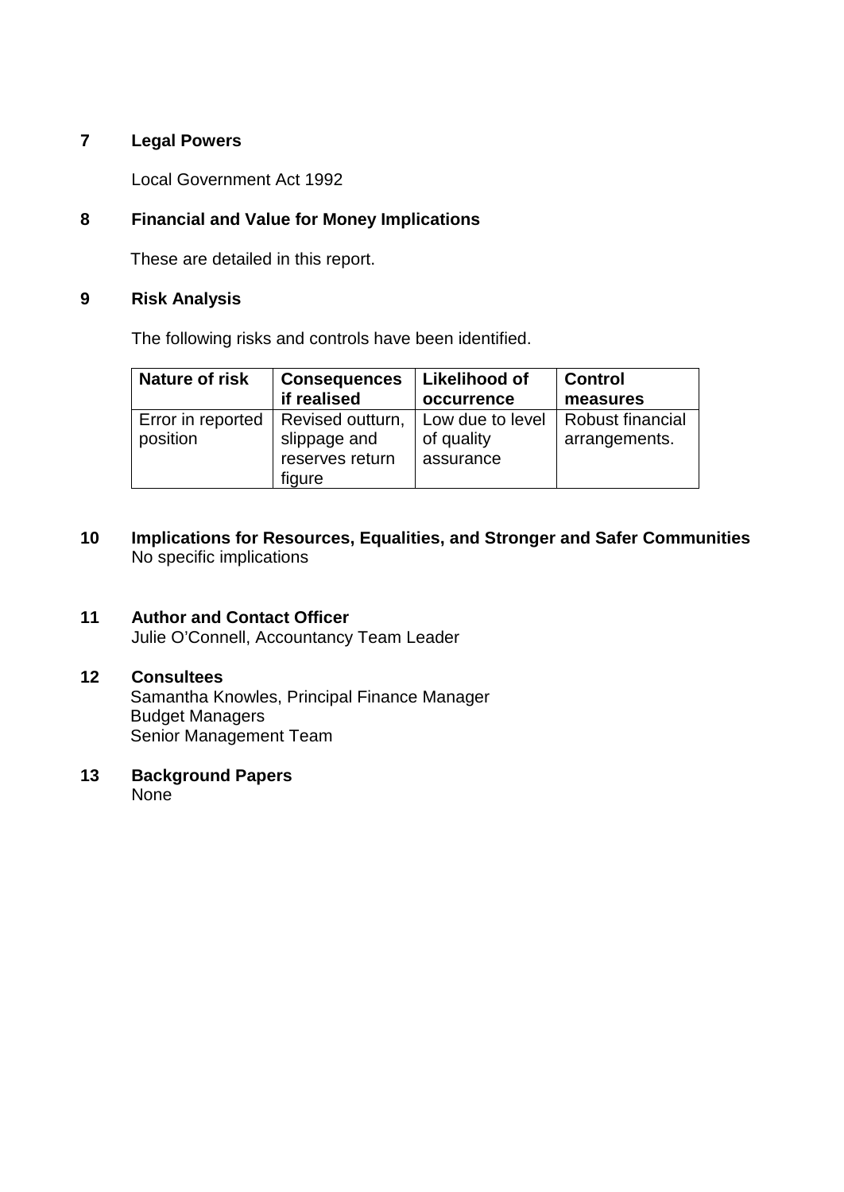## 7 Legal Powers

Local Government Act 1992

## 8 Financial and Value for Money Implications

These are detailed in this report.

## 9 Risk Analysis

The following risks and controls have been identified.

| Nature of risk | Consequences if realised | Likelihood of occurrence | Control measures |
|---|---|---|---|
| Error in reported position | Revised outturn, slippage and reserves return figure | Low due to level of quality assurance | Robust financial arrangements. |

## 10 Implications for Resources, Equalities, and Stronger and Safer Communities

No specific implications

## 11 Author and Contact Officer

Julie O'Connell, Accountancy Team Leader

## 12 Consultees

Samantha Knowles, Principal Finance Manager
Budget Managers
Senior Management Team

## 13 Background Papers

None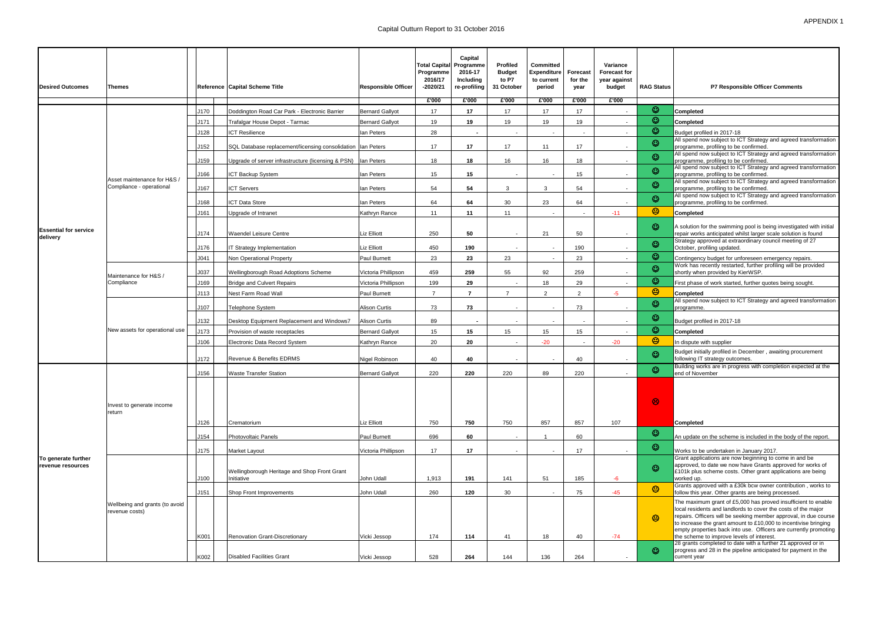APPENDIX 1

# Capital Outturn Report to 31 October 2016

| Desired Outcomes | Themes | Reference | Capital Scheme Title | Responsible Officer | Total Capital Programme 2016/17 -2020/21 | Capital Programme 2016-17 Including re-profiling | Profiled Budget to P7 31 October | Committed Expenditure to current period | Forecast for the year | Variance Forecast for year against budget | RAG Status | P7 Responsible Officer Comments |
|---|---|---|---|---|---|---|---|---|---|---|---|---|
| | | | | | £'000 | £'000 | £'000 | £'000 | £'000 | £'000 | | |
| Essential for service delivery | Asset maintenance for H&S / Compliance - operational | J170 | Doddington Road Car Park - Electronic Barrier | Bernard Gallyot | 17 | 17 | 17 | 17 | 17 | - | ☺ | Completed |
| | | J171 | Trafalgar House Depot - Tarmac | Bernard Gallyot | 19 | 19 | 19 | 19 | 19 | - | ☺ | Completed |
| | | J128 | ICT Resilience | Ian Peters | 28 | - | - | - | - | - | ☺ | Budget profiled in 2017-18 |
| | | J152 | SQL Database replacement/licensing consolidation | Ian Peters | 17 | 17 | 17 | 11 | 17 | - | ☺ | All spend now subject to ICT Strategy and agreed transformation programme, profiling to be confirmed. |
| | | J159 | Upgrade of server infrastructure (licensing & PSN) | Ian Peters | 18 | 18 | 16 | 16 | 18 | - | ☺ | All spend now subject to ICT Strategy and agreed transformation programme, profiling to be confirmed. |
| | | J166 | ICT Backup System | Ian Peters | 15 | 15 | - | - | 15 | - | ☺ | All spend now subject to ICT Strategy and agreed transformation programme, profiling to be confirmed. |
| | | J167 | ICT Servers | Ian Peters | 54 | 54 | 3 | 3 | 54 | - | ☺ | All spend now subject to ICT Strategy and agreed transformation programme, profiling to be confirmed. |
| | | J168 | ICT Data Store | Ian Peters | 64 | 64 | 30 | 23 | 64 | - | ☺ | All spend now subject to ICT Strategy and agreed transformation programme, profiling to be confirmed. |
| | | J161 | Upgrade of Intranet | Kathryn Rance | 11 | 11 | 11 | - | - | -11 | 😐 | Completed |
| | | J174 | Waendel Leisure Centre | Liz Elliott | 250 | 50 | - | 21 | 50 | - | ☺ | A solution for the swimming pool is being investigated with initial repair works anticipated whilst larger scale solution is found |
| | | J176 | IT Strategy Implementation | Liz Elliott | 450 | 190 | - | - | 190 | - | ☺ | Strategy approved at extraordinary council meeting of 27 October, profiling updated. |
| | | J041 | Non Operational Property | Paul Burnett | 23 | 23 | 23 | - | 23 | - | ☺ | Contingency budget for unforeseen emergency repairs. |
| | Maintenance for H&S / Compliance | J037 | Wellingborough Road Adoptions Scheme | Victoria Phillipson | 459 | 259 | 55 | 92 | 259 | - | ☺ | Work has recently restarted, further profiling will be provided shortly when provided by KierWSP. |
| | | J169 | Bridge and Culvert Repairs | Victoria Phillipson | 199 | 29 | - | 18 | 29 | - | ☺ | First phase of work started, further quotes being sought. |
| | | J113 | Nest Farm Road Wall | Paul Burnett | 7 | 7 | 7 | 2 | 2 | -5 | 😐 | Completed |
| | New assets for operational use | J107 | Telephone System | Alison Curtis | 73 | 73 | - | - | 73 | - | ☺ | All spend now subject to ICT Strategy and agreed transformation programme. |
| | | J132 | Desktop Equipment Replacement and Windows7 | Alison Curtis | 89 | - | - | - | - | - | ☺ | Budget profiled in 2017-18 |
| | | J173 | Provision of waste receptacles | Bernard Gallyot | 15 | 15 | 15 | 15 | 15 | - | ☺ | Completed |
| | | J106 | Electronic Data Record System | Kathryn Rance | 20 | 20 | - | -20 | - | -20 | 😐 | In dispute with supplier |
| | | J172 | Revenue & Benefits EDRMS | Nigel Robinson | 40 | 40 | - | - | 40 | - | ☺ | Budget initially profiled in December , awaiting procurement following IT strategy outcomes. |
| To generate further revenue resources | Invest to generate income return | J156 | Waste Transfer Station | Bernard Gallyot | 220 | 220 | 220 | 89 | 220 | - | ☺ | Building works are in progress with completion expected at the end of November |
| | | J126 | Crematorium | Liz Elliott | 750 | 750 | 750 | 857 | 857 | 107 | ☹ | Completed |
| | | J154 | Photovoltaic Panels | Paul Burnett | 696 | 60 | - | 1 | 60 | | ☺ | An update on the scheme is included in the body of the report. |
| | | J175 | Market Layout | Victoria Phillipson | 17 | 17 | - | - | 17 | - | ☺ | Works to be undertaken in January 2017. |
| | Wellbeing and grants (to avoid revenue costs) | J100 | Wellingborough Heritage and Shop Front Grant Initiative | John Udall | 1,913 | 191 | 141 | 51 | 185 | -6 | ☺ | Grant applications are now beginning to come in and be approved, to date we now have Grants approved for works of £101k plus scheme costs. Other grant applications are being worked up. |
| | | J151 | Shop Front Improvements | John Udall | 260 | 120 | 30 | - | 75 | -45 | 😐 | Grants approved with a £30k bcw owner contribution , works to follow this year. Other grants are being processed. |
| | | K001 | Renovation Grant-Discretionary | Vicki Jessop | 174 | 114 | 41 | 18 | 40 | -74 | 😐 | The maximum grant of £5,000 has proved insufficient to enable local residents and landlords to cover the costs of the major repairs. Officers will be seeking member approval, in due course to increase the grant amount to £10,000 to incentivise bringing empty properties back into use. Officers are currently promoting the scheme to improve levels of interest. |
| | | K002 | Disabled Facilities Grant | Vicki Jessop | 528 | 264 | 144 | 136 | 264 | - | ☺ | 28 grants completed to date with a further 21 approved or in progress and 28 in the pipeline anticipated for payment in the current year |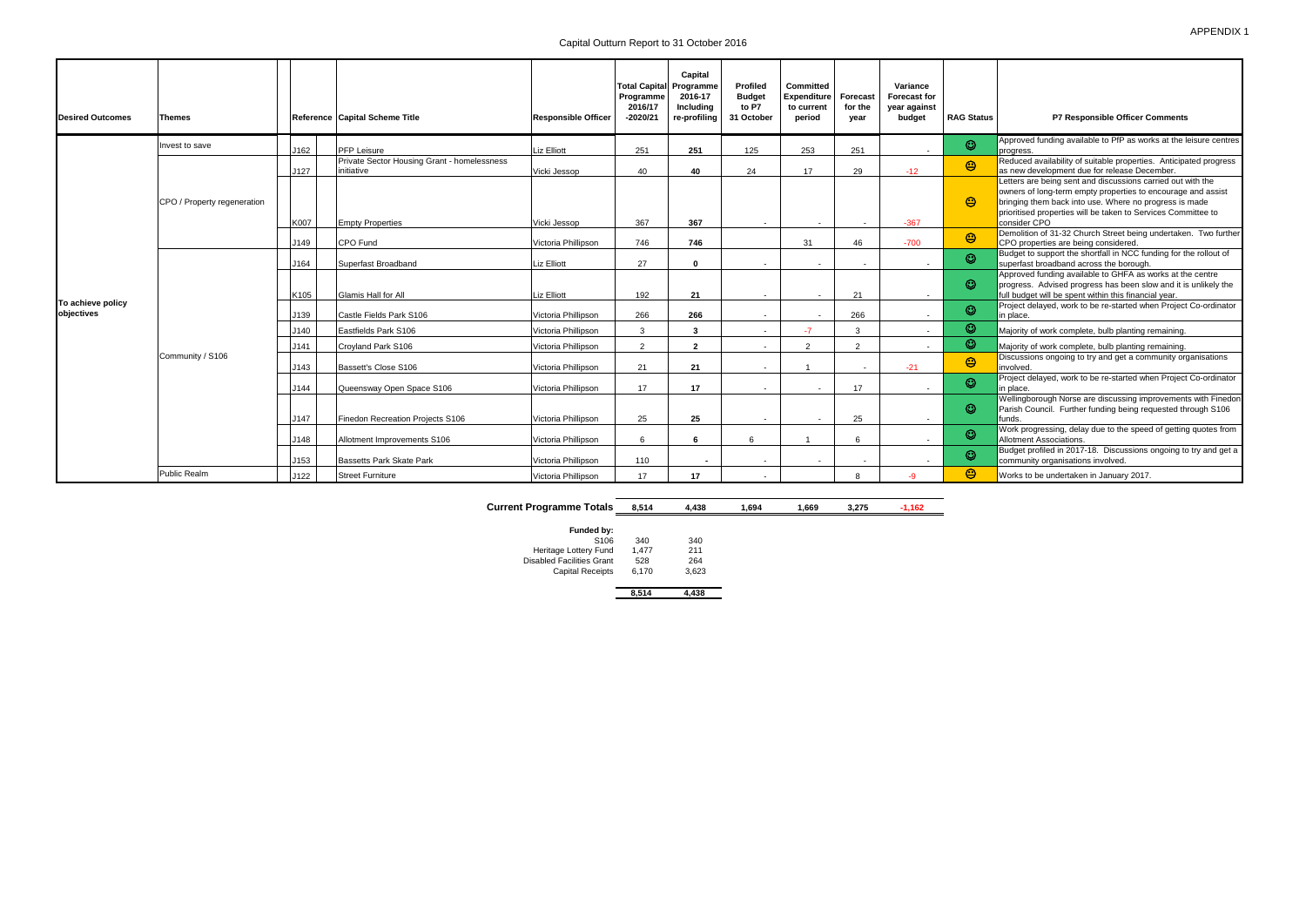APPENDIX 1

# Capital Outturn Report to 31 October 2016

| Desired Outcomes | Themes | Reference | Capital Scheme Title | Responsible Officer | Total Capital Programme 2016/17 -2020/21 | Capital Programme 2016-17 Including re-profiling | Profiled Budget to P7 31 October | Committed Expenditure to current period | Forecast for the year | Variance Forecast for year against budget | RAG Status | P7 Responsible Officer Comments |
|---|---|---|---|---|---|---|---|---|---|---|---|---|
| To achieve policy objectives | Invest to save | J162 | PFP Leisure | Liz Elliott | 251 | 251 | 125 | 253 | 251 | - | ☺ | Approved funding available to PfP as works at the leisure centres progress. |
| | CPO / Property regeneration | J127 | Private Sector Housing Grant - homelessness initiative | Vicki Jessop | 40 | 40 | 24 | 17 | 29 | -12 | 😐 | Reduced availability of suitable properties. Anticipated progress as new development due for release December. |
| | | K007 | Empty Properties | Vicki Jessop | 367 | 367 | - | - | - | -367 | 😐 | Letters are being sent and discussions carried out with the owners of long-term empty properties to encourage and assist bringing them back into use. Where no progress is made prioritised properties will be taken to Services Committee to consider CPO |
| | | J149 | CPO Fund | Victoria Phillipson | 746 | 746 | | 31 | 46 | -700 | 😐 | Demolition of 31-32 Church Street being undertaken. Two further CPO properties are being considered. |
| | Community / S106 | J164 | Superfast Broadband | Liz Elliott | 27 | 0 | - | - | - | - | ☺ | Budget to support the shortfall in NCC funding for the rollout of superfast broadband across the borough. |
| | | K105 | Glamis Hall for All | Liz Elliott | 192 | 21 | - | - | 21 | - | ☺ | Approved funding available to GHFA as works at the centre progress. Advised progress has been slow and it is unlikely the full budget will be spent within this financial year. |
| | | J139 | Castle Fields Park S106 | Victoria Phillipson | 266 | 266 | - | - | 266 | - | ☺ | Project delayed, work to be re-started when Project Co-ordinator in place. |
| | | J140 | Eastfields Park S106 | Victoria Phillipson | 3 | 3 | - | -7 | 3 | - | ☺ | Majority of work complete, bulb planting remaining. |
| | | J141 | Croyland Park S106 | Victoria Phillipson | 2 | 2 | - | 2 | 2 | - | ☺ | Majority of work complete, bulb planting remaining. |
| | | J143 | Bassett's Close S106 | Victoria Phillipson | 21 | 21 | - | 1 | - | -21 | 😐 | Discussions ongoing to try and get a community organisations involved. |
| | | J144 | Queensway Open Space S106 | Victoria Phillipson | 17 | 17 | - | - | 17 | - | ☺ | Project delayed, work to be re-started when Project Co-ordinator in place. |
| | | J147 | Finedon Recreation Projects S106 | Victoria Phillipson | 25 | 25 | - | - | 25 | - | ☺ | Wellingborough Norse are discussing improvements with Finedon Parish Council. Further funding being requested through S106 funds. |
| | | J148 | Allotment Improvements S106 | Victoria Phillipson | 6 | 6 | 6 | 1 | 6 | - | ☺ | Work progressing, delay due to the speed of getting quotes from Allotment Associations. |
| | | J153 | Bassetts Park Skate Park | Victoria Phillipson | 110 | - | - | - | - | - | ☺ | Budget profiled in 2017-18. Discussions ongoing to try and get a community organisations involved. |
| | Public Realm | J122 | Street Furniture | Victoria Phillipson | 17 | 17 | - | | 8 | -9 | 😐 | Works to be undertaken in January 2017. |
| | | | **Current Programme Totals** | | **8,514** | **4,438** | **1,694** | **1,669** | **3,275** | **-1,162** | | |

| Funded by: | | |
|---|---|---|
| S106 | 340 | 340 |
| Heritage Lottery Fund | 1,477 | 211 |
| Disabled Facilities Grant | 528 | 264 |
| Capital Receipts | 6,170 | 3,623 |
| | **8,514** | **4,438** |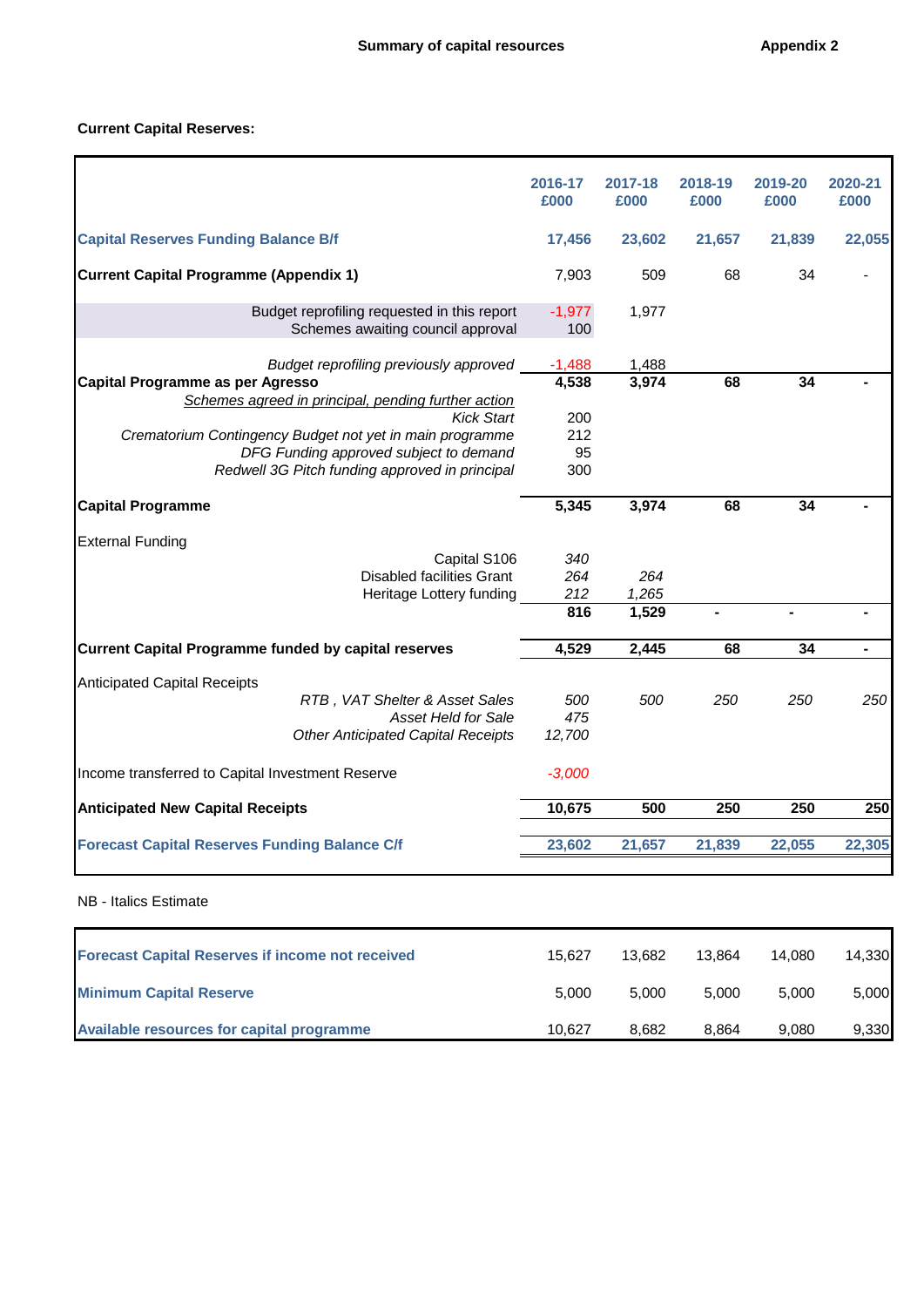**Summary of capital resources** **Appendix 2**

**Current Capital Reserves:**

| | 2016-17 £000 | 2017-18 £000 | 2018-19 £000 | 2019-20 £000 | 2020-21 £000 |
|---|---|---|---|---|---|
| **Capital Reserves Funding Balance B/f** | **17,456** | **23,602** | **21,657** | **21,839** | **22,055** |
| **Current Capital Programme (Appendix 1)** | 7,903 | 509 | 68 | 34 | - |
| Budget reprofiling requested in this report | -1,977 | 1,977 | | | |
| Schemes awaiting council approval | 100 | | | | |
| *Budget reprofiling previously approved* | -1,488 | 1,488 | | | |
| **Capital Programme as per Agresso** | **4,538** | **3,974** | **68** | **34** | **-** |
| *Schemes agreed in principal, pending further action* | | | | | |
| *Kick Start* | 200 | | | | |
| *Crematorium Contingency Budget not yet in main programme* | 212 | | | | |
| *DFG Funding approved subject to demand* | 95 | | | | |
| *Redwell 3G Pitch funding approved in principal* | 300 | | | | |
| **Capital Programme** | **5,345** | **3,974** | **68** | **34** | **-** |
| External Funding | | | | | |
| Capital S106 | *340* | | | | |
| Disabled facilities Grant | *264* | *264* | | | |
| Heritage Lottery funding | *212* | *1,265* | | | |
| | **816** | **1,529** | **-** | **-** | **-** |
| **Current Capital Programme funded by capital reserves** | **4,529** | **2,445** | **68** | **34** | **-** |
| Anticipated Capital Receipts | | | | | |
| *RTB , VAT Shelter & Asset Sales* | *500* | *500* | *250* | *250* | *250* |
| *Asset Held for Sale* | *475* | | | | |
| *Other Anticipated Capital Receipts* | *12,700* | | | | |
| Income transferred to Capital Investment Reserve | *-3,000* | | | | |
| **Anticipated New Capital Receipts** | **10,675** | **500** | **250** | **250** | **250** |
| **Forecast Capital Reserves Funding Balance C/f** | **23,602** | **21,657** | **21,839** | **22,055** | **22,305** |

NB - Italics Estimate

| | | | | | |
|---|---|---|---|---|---|
| **Forecast Capital Reserves if income not received** | 15,627 | 13,682 | 13,864 | 14,080 | 14,330 |
| **Minimum Capital Reserve** | 5,000 | 5,000 | 5,000 | 5,000 | 5,000 |
| **Available resources for capital programme** | 10,627 | 8,682 | 8,864 | 9,080 | 9,330 |